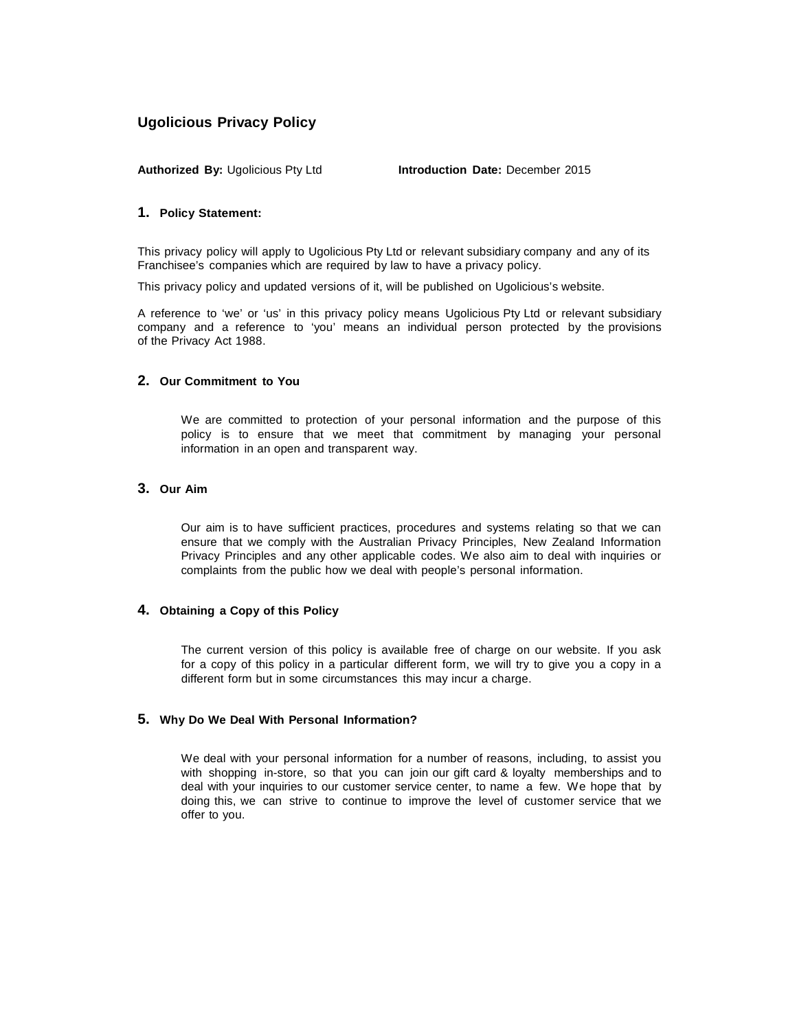# Ugolicious Privacy Policy

**Authorized By:** Ugolicious Pty Ltd **Introduction Date:** December 2015

## 1. Policy Statement:

This privacy policy will apply to Ugolicious Pty Ltd or relevant subsidiary company and any of its Franchisee's companies which are required by law to have a privacy policy.

This privacy policy and updated versions of it, will be published on Ugolicious's website.

A reference to 'we' or 'us' in this privacy policy means Ugolicious Pty Ltd or relevant subsidiary company and a reference to 'you' means an individual person protected by the provisions of the Privacy Act 1988.

## 2. Our Commitment to You

We are committed to protection of your personal information and the purpose of this policy is to ensure that we meet that commitment by managing your personal information in an open and transparent way.

## 3. Our Aim

Our aim is to have sufficient practices, procedures and systems relating so that we can ensure that we comply with the Australian Privacy Principles, New Zealand Information Privacy Principles and any other applicable codes. We also aim to deal with inquiries or complaints from the public how we deal with people's personal information.

## 4. Obtaining a Copy of this Policy

The current version of this policy is available free of charge on our website. If you ask for a copy of this policy in a particular different form, we will try to give you a copy in a different form but in some circumstances this may incur a charge.

## 5. Why Do We Deal With Personal Information?

We deal with your personal information for a number of reasons, including, to assist you with shopping in-store, so that you can join our gift card & loyalty memberships and to deal with your inquiries to our customer service center, to name a few. We hope that by doing this, we can strive to continue to improve the level of customer service that we offer to you.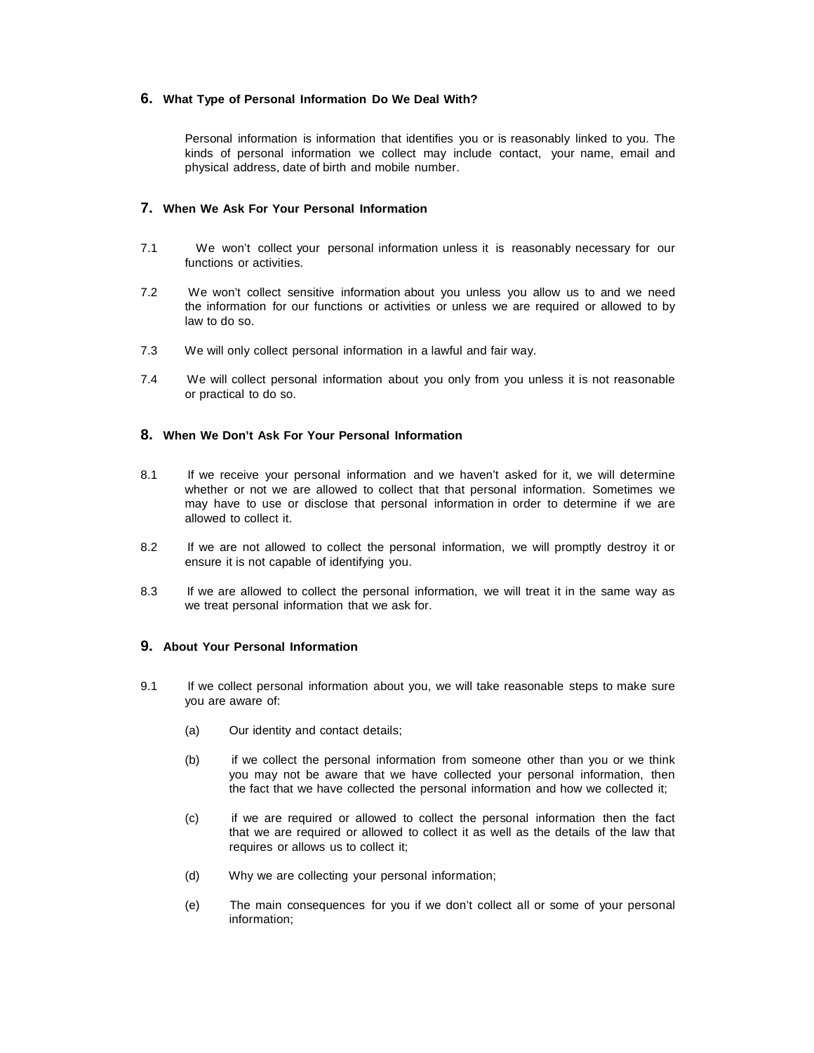## 6. What Type of Personal Information Do We Deal With?

Personal information is information that identifies you or is reasonably linked to you. The kinds of personal information we collect may include contact, your name, email and physical address, date of birth and mobile number.

## 7. When We Ask For Your Personal Information

7.1 We won't collect your personal information unless it is reasonably necessary for our functions or activities.

7.2 We won't collect sensitive information about you unless you allow us to and we need the information for our functions or activities or unless we are required or allowed to by law to do so.

7.3 We will only collect personal information in a lawful and fair way.

7.4 We will collect personal information about you only from you unless it is not reasonable or practical to do so.

## 8. When We Don't Ask For Your Personal Information

8.1 If we receive your personal information and we haven't asked for it, we will determine whether or not we are allowed to collect that that personal information. Sometimes we may have to use or disclose that personal information in order to determine if we are allowed to collect it.

8.2 If we are not allowed to collect the personal information, we will promptly destroy it or ensure it is not capable of identifying you.

8.3 If we are allowed to collect the personal information, we will treat it in the same way as we treat personal information that we ask for.

## 9. About Your Personal Information

9.1 If we collect personal information about you, we will take reasonable steps to make sure you are aware of:

(a) Our identity and contact details;

(b) if we collect the personal information from someone other than you or we think you may not be aware that we have collected your personal information, then the fact that we have collected the personal information and how we collected it;

(c) if we are required or allowed to collect the personal information then the fact that we are required or allowed to collect it as well as the details of the law that requires or allows us to collect it;

(d) Why we are collecting your personal information;

(e) The main consequences for you if we don't collect all or some of your personal information;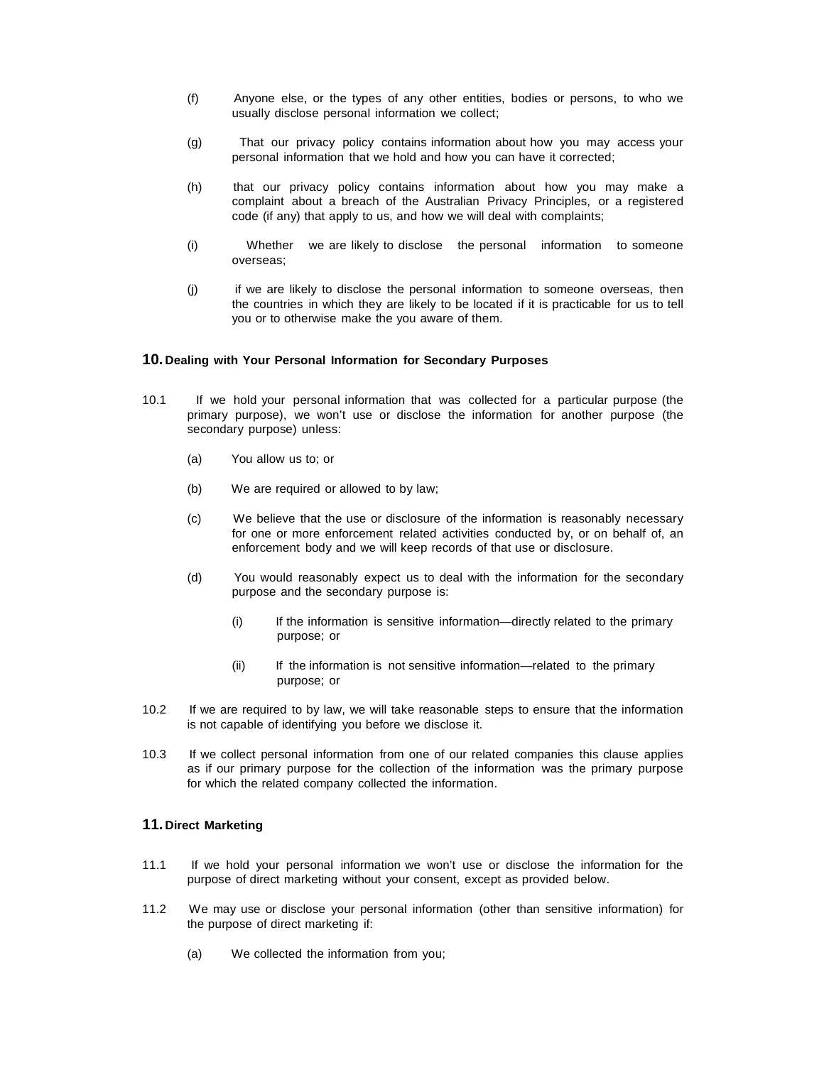(f) Anyone else, or the types of any other entities, bodies or persons, to who we usually disclose personal information we collect;

(g) That our privacy policy contains information about how you may access your personal information that we hold and how you can have it corrected;

(h) that our privacy policy contains information about how you may make a complaint about a breach of the Australian Privacy Principles, or a registered code (if any) that apply to us, and how we will deal with complaints;

(i) Whether we are likely to disclose the personal information to someone overseas;

(j) if we are likely to disclose the personal information to someone overseas, then the countries in which they are likely to be located if it is practicable for us to tell you or to otherwise make the you aware of them.

## 10. Dealing with Your Personal Information for Secondary Purposes

10.1 If we hold your personal information that was collected for a particular purpose (the primary purpose), we won't use or disclose the information for another purpose (the secondary purpose) unless:

(a) You allow us to; or

(b) We are required or allowed to by law;

(c) We believe that the use or disclosure of the information is reasonably necessary for one or more enforcement related activities conducted by, or on behalf of, an enforcement body and we will keep records of that use or disclosure.

(d) You would reasonably expect us to deal with the information for the secondary purpose and the secondary purpose is:

(i) If the information is sensitive information—directly related to the primary purpose; or

(ii) If the information is not sensitive information—related to the primary purpose; or

10.2 If we are required to by law, we will take reasonable steps to ensure that the information is not capable of identifying you before we disclose it.

10.3 If we collect personal information from one of our related companies this clause applies as if our primary purpose for the collection of the information was the primary purpose for which the related company collected the information.

## 11. Direct Marketing

11.1 If we hold your personal information we won't use or disclose the information for the purpose of direct marketing without your consent, except as provided below.

11.2 We may use or disclose your personal information (other than sensitive information) for the purpose of direct marketing if:

(a) We collected the information from you;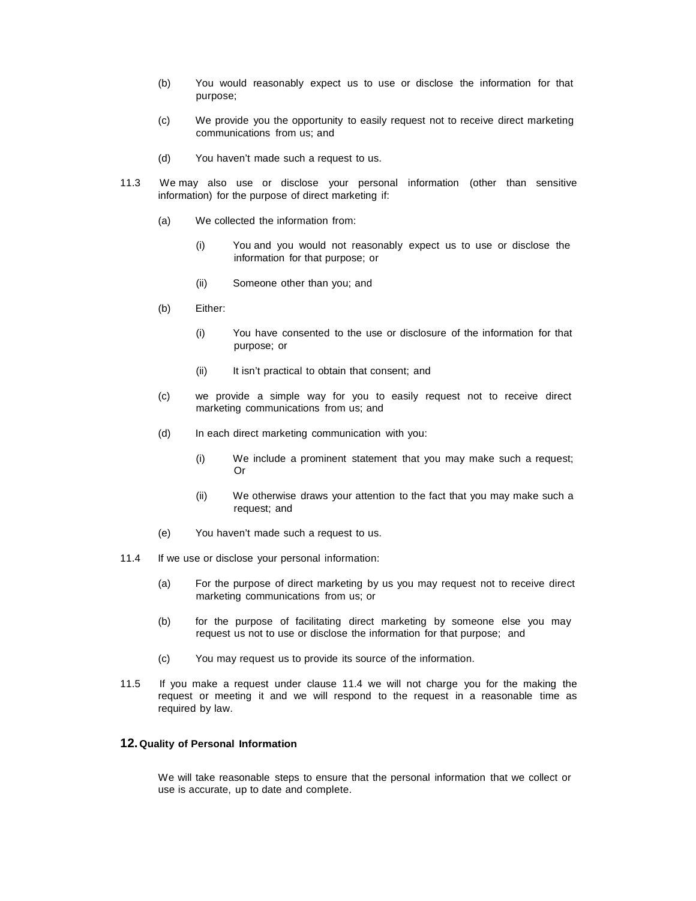(b) You would reasonably expect us to use or disclose the information for that purpose;

(c) We provide you the opportunity to easily request not to receive direct marketing communications from us; and

(d) You haven't made such a request to us.

11.3 We may also use or disclose your personal information (other than sensitive information) for the purpose of direct marketing if:

(a) We collected the information from:

(i) You and you would not reasonably expect us to use or disclose the information for that purpose; or

(ii) Someone other than you; and

(b) Either:

(i) You have consented to the use or disclosure of the information for that purpose; or

(ii) It isn't practical to obtain that consent; and

(c) we provide a simple way for you to easily request not to receive direct marketing communications from us; and

(d) In each direct marketing communication with you:

(i) We include a prominent statement that you may make such a request; Or

(ii) We otherwise draws your attention to the fact that you may make such a request; and

(e) You haven't made such a request to us.

11.4 If we use or disclose your personal information:

(a) For the purpose of direct marketing by us you may request not to receive direct marketing communications from us; or

(b) for the purpose of facilitating direct marketing by someone else you may request us not to use or disclose the information for that purpose; and

(c) You may request us to provide its source of the information.

11.5 If you make a request under clause 11.4 we will not charge you for the making the request or meeting it and we will respond to the request in a reasonable time as required by law.

## 12. Quality of Personal Information

We will take reasonable steps to ensure that the personal information that we collect or use is accurate, up to date and complete.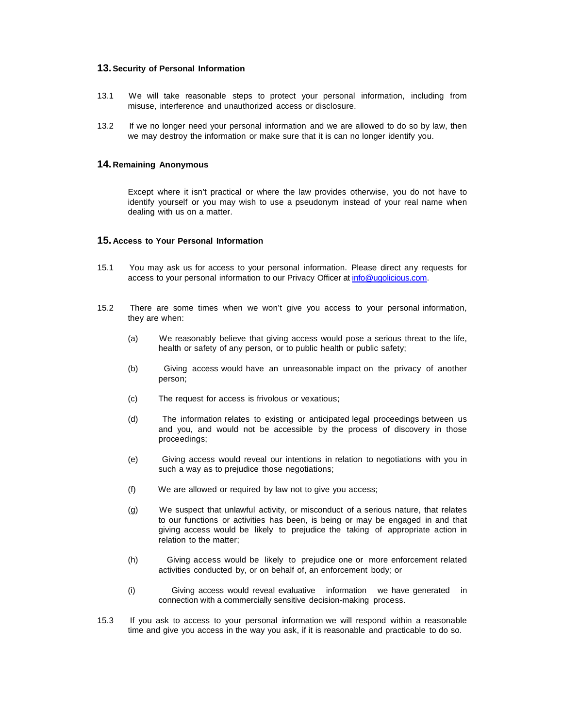## 13. Security of Personal Information

13.1 We will take reasonable steps to protect your personal information, including from misuse, interference and unauthorized access or disclosure.

13.2 If we no longer need your personal information and we are allowed to do so by law, then we may destroy the information or make sure that it is can no longer identify you.

## 14. Remaining Anonymous

Except where it isn't practical or where the law provides otherwise, you do not have to identify yourself or you may wish to use a pseudonym instead of your real name when dealing with us on a matter.

## 15. Access to Your Personal Information

15.1 You may ask us for access to your personal information. Please direct any requests for access to your personal information to our Privacy Officer at [info@ugolicious.com](mailto:info@ugolicious.com).

15.2 There are some times when we won't give you access to your personal information, they are when:

(a) We reasonably believe that giving access would pose a serious threat to the life, health or safety of any person, or to public health or public safety;

(b) Giving access would have an unreasonable impact on the privacy of another person;

(c) The request for access is frivolous or vexatious;

(d) The information relates to existing or anticipated legal proceedings between us and you, and would not be accessible by the process of discovery in those proceedings;

(e) Giving access would reveal our intentions in relation to negotiations with you in such a way as to prejudice those negotiations;

(f) We are allowed or required by law not to give you access;

(g) We suspect that unlawful activity, or misconduct of a serious nature, that relates to our functions or activities has been, is being or may be engaged in and that giving access would be likely to prejudice the taking of appropriate action in relation to the matter;

(h) Giving access would be likely to prejudice one or more enforcement related activities conducted by, or on behalf of, an enforcement body; or

(i) Giving access would reveal evaluative information we have generated in connection with a commercially sensitive decision-making process.

15.3 If you ask to access to your personal information we will respond within a reasonable time and give you access in the way you ask, if it is reasonable and practicable to do so.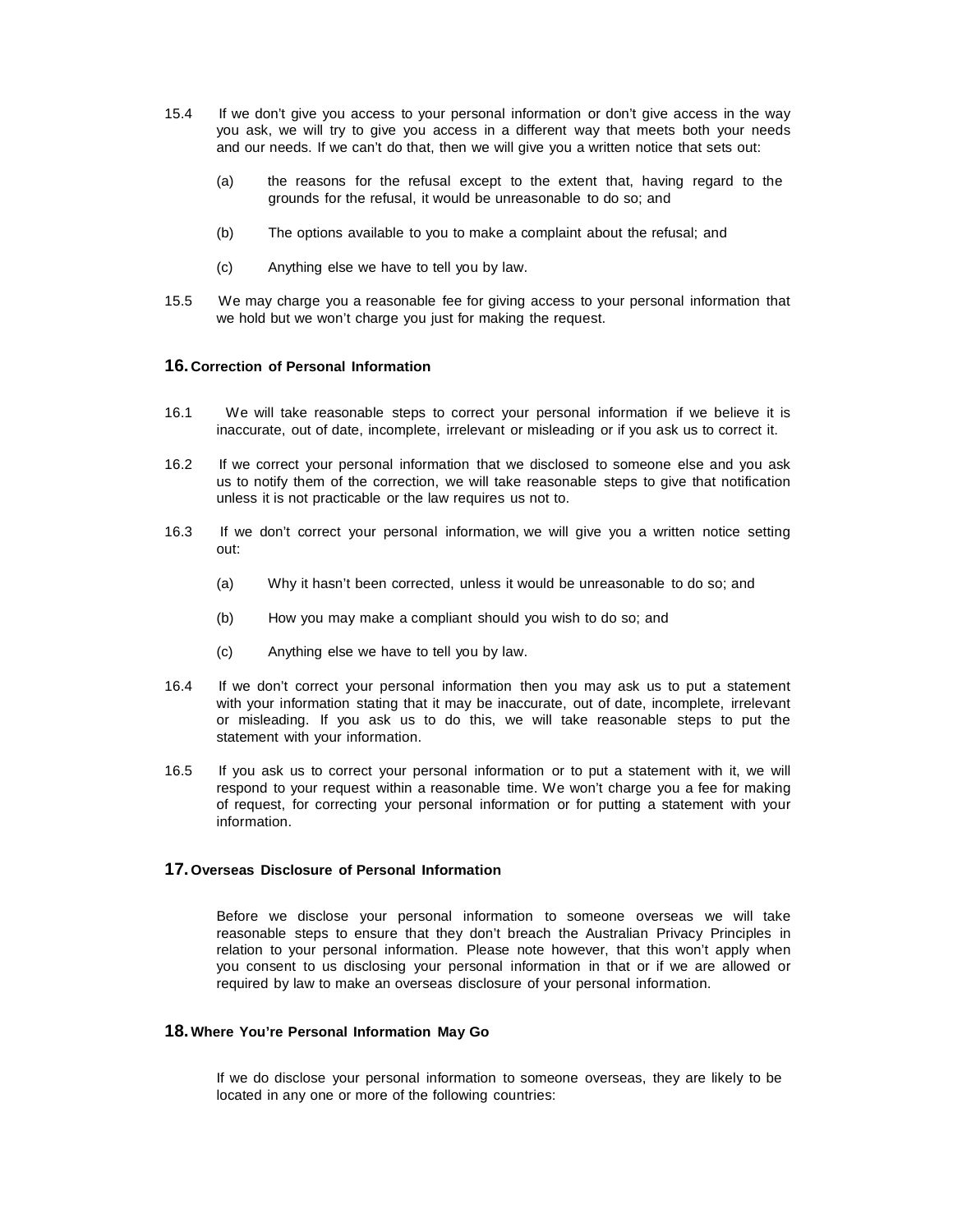15.4 If we don't give you access to your personal information or don't give access in the way you ask, we will try to give you access in a different way that meets both your needs and our needs. If we can't do that, then we will give you a written notice that sets out:

(a) the reasons for the refusal except to the extent that, having regard to the grounds for the refusal, it would be unreasonable to do so; and

(b) The options available to you to make a complaint about the refusal; and

(c) Anything else we have to tell you by law.

15.5 We may charge you a reasonable fee for giving access to your personal information that we hold but we won't charge you just for making the request.

## 16. Correction of Personal Information

16.1 We will take reasonable steps to correct your personal information if we believe it is inaccurate, out of date, incomplete, irrelevant or misleading or if you ask us to correct it.

16.2 If we correct your personal information that we disclosed to someone else and you ask us to notify them of the correction, we will take reasonable steps to give that notification unless it is not practicable or the law requires us not to.

16.3 If we don't correct your personal information, we will give you a written notice setting out:

(a) Why it hasn't been corrected, unless it would be unreasonable to do so; and

(b) How you may make a compliant should you wish to do so; and

(c) Anything else we have to tell you by law.

16.4 If we don't correct your personal information then you may ask us to put a statement with your information stating that it may be inaccurate, out of date, incomplete, irrelevant or misleading. If you ask us to do this, we will take reasonable steps to put the statement with your information.

16.5 If you ask us to correct your personal information or to put a statement with it, we will respond to your request within a reasonable time. We won't charge you a fee for making of request, for correcting your personal information or for putting a statement with your information.

## 17. Overseas Disclosure of Personal Information

Before we disclose your personal information to someone overseas we will take reasonable steps to ensure that they don't breach the Australian Privacy Principles in relation to your personal information. Please note however, that this won't apply when you consent to us disclosing your personal information in that or if we are allowed or required by law to make an overseas disclosure of your personal information.

## 18. Where You're Personal Information May Go

If we do disclose your personal information to someone overseas, they are likely to be located in any one or more of the following countries: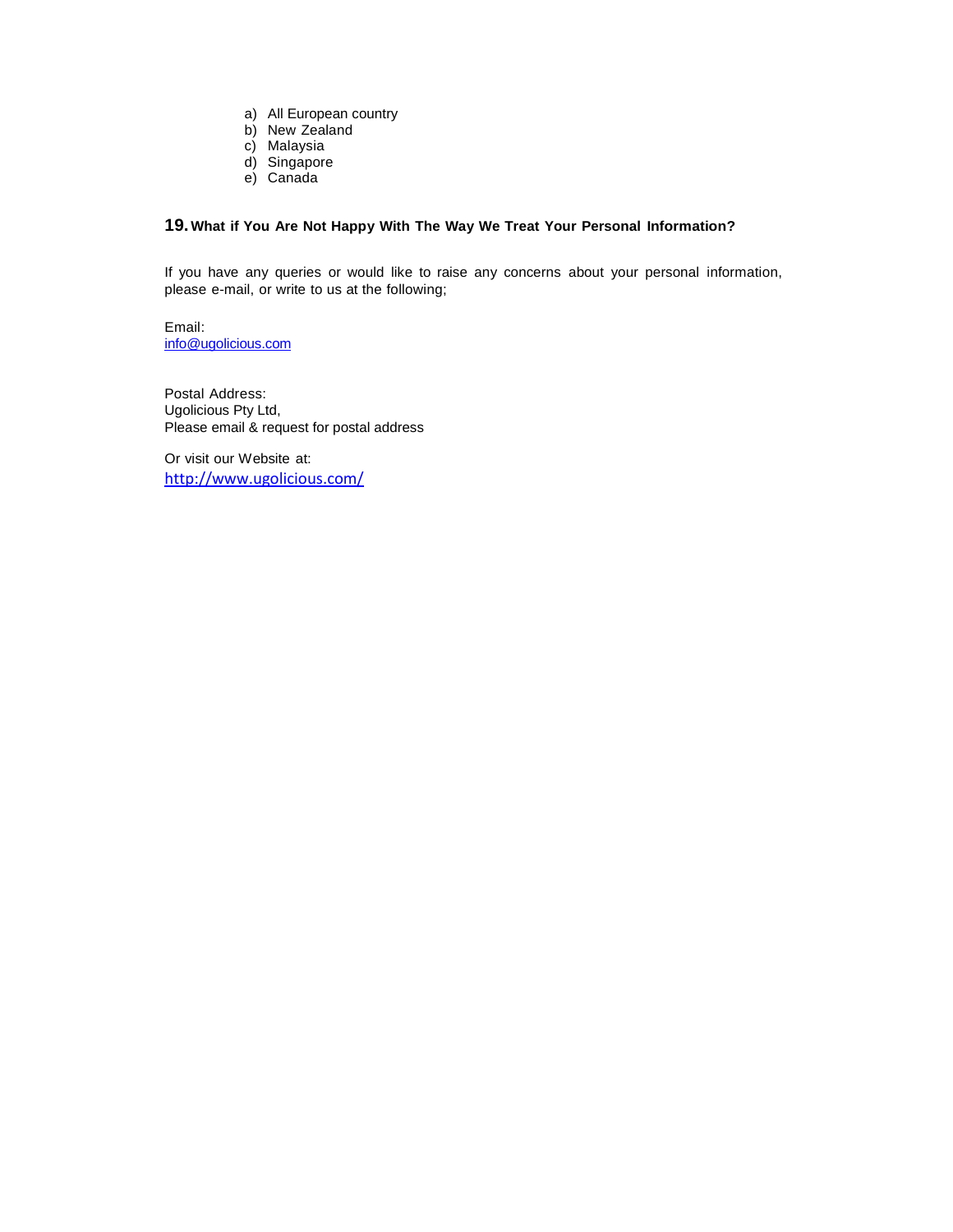a) All European country
b) New Zealand
c) Malaysia
d) Singapore
e) Canada

## 19. What if You Are Not Happy With The Way We Treat Your Personal Information?

If you have any queries or would like to raise any concerns about your personal information, please e-mail, or write to us at the following;

Email:
info@ugolicious.com

Postal Address:
Ugolicious Pty Ltd,
Please email & request for postal address

Or visit our Website at:
http://www.ugolicious.com/